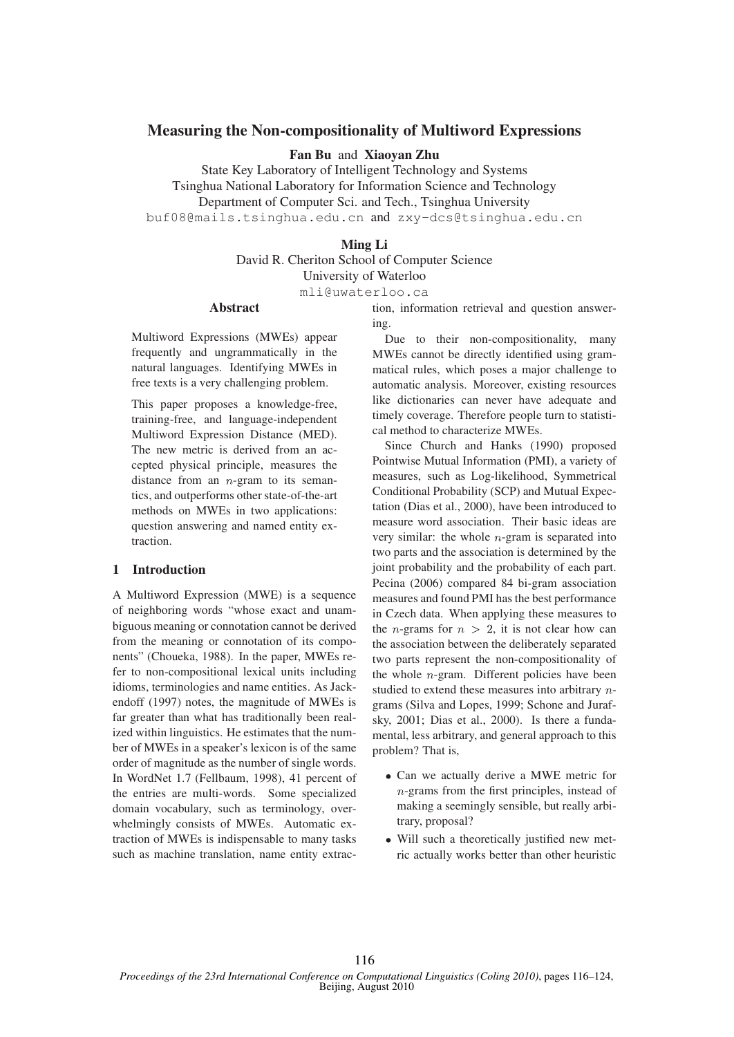# Measuring the Non-compositionality of Multiword Expressions

**Fan Bu** and **Xiaoyan Zhu**

State Key Laboratory of Intelligent Technology and Systems
Tsinghua National Laboratory for Information Science and Technology
Department of Computer Sci. and Tech., Tsinghua University
buf08@mails.tsinghua.edu.cn and zxy-dcs@tsinghua.edu.cn

**Ming Li**

David R. Cheriton School of Computer Science
University of Waterloo
mli@uwaterloo.ca

## Abstract

Multiword Expressions (MWEs) appear frequently and ungrammatically in the natural languages. Identifying MWEs in free texts is a very challenging problem.

This paper proposes a knowledge-free, training-free, and language-independent Multiword Expression Distance (MED). The new metric is derived from an accepted physical principle, measures the distance from an $n$-gram to its semantics, and outperforms other state-of-the-art methods on MWEs in two applications: question answering and named entity extraction.

## 1 Introduction

A Multiword Expression (MWE) is a sequence of neighboring words "whose exact and unambiguous meaning or connotation cannot be derived from the meaning or connotation of its components" (Choueka, 1988). In the paper, MWEs refer to non-compositional lexical units including idioms, terminologies and name entities. As Jackendoff (1997) notes, the magnitude of MWEs is far greater than what has traditionally been realized within linguistics. He estimates that the number of MWEs in a speaker's lexicon is of the same order of magnitude as the number of single words. In WordNet 1.7 (Fellbaum, 1998), 41 percent of the entries are multi-words. Some specialized domain vocabulary, such as terminology, overwhelmingly consists of MWEs. Automatic extraction of MWEs is indispensable to many tasks such as machine translation, name entity extraction, information retrieval and question answering.

Due to their non-compositionality, many MWEs cannot be directly identified using grammatical rules, which poses a major challenge to automatic analysis. Moreover, existing resources like dictionaries can never have adequate and timely coverage. Therefore people turn to statistical method to characterize MWEs.

Since Church and Hanks (1990) proposed Pointwise Mutual Information (PMI), a variety of measures, such as Log-likelihood, Symmetrical Conditional Probability (SCP) and Mutual Expectation (Dias et al., 2000), have been introduced to measure word association. Their basic ideas are very similar: the whole $n$-gram is separated into two parts and the association is determined by the joint probability and the probability of each part. Pecina (2006) compared 84 bi-gram association measures and found PMI has the best performance in Czech data. When applying these measures to the $n$-grams for $n > 2$, it is not clear how can the association between the deliberately separated two parts represent the non-compositionality of the whole $n$-gram. Different policies have been studied to extend these measures into arbitrary $n$-grams (Silva and Lopes, 1999; Schone and Jurafsky, 2001; Dias et al., 2000). Is there a fundamental, less arbitrary, and general approach to this problem? That is,

- Can we actually derive a MWE metric for $n$-grams from the first principles, instead of making a seemingly sensible, but really arbitrary, proposal?
- Will such a theoretically justified new metric actually works better than other heuristic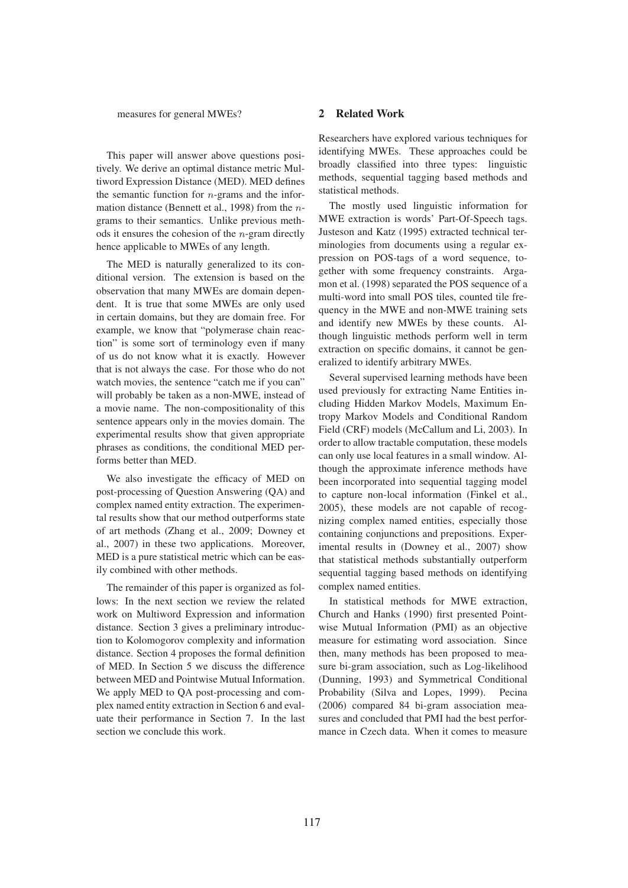measures for general MWEs?

This paper will answer above questions positively. We derive an optimal distance metric Multiword Expression Distance (MED). MED defines the semantic function for $n$-grams and the information distance (Bennett et al., 1998) from the $n$-grams to their semantics. Unlike previous methods it ensures the cohesion of the $n$-gram directly hence applicable to MWEs of any length.

The MED is naturally generalized to its conditional version. The extension is based on the observation that many MWEs are domain dependent. It is true that some MWEs are only used in certain domains, but they are domain free. For example, we know that "polymerase chain reaction" is some sort of terminology even if many of us do not know what it is exactly. However that is not always the case. For those who do not watch movies, the sentence "catch me if you can" will probably be taken as a non-MWE, instead of a movie name. The non-compositionality of this sentence appears only in the movies domain. The experimental results show that given appropriate phrases as conditions, the conditional MED performs better than MED.

We also investigate the efficacy of MED on post-processing of Question Answering (QA) and complex named entity extraction. The experimental results show that our method outperforms state of art methods (Zhang et al., 2009; Downey et al., 2007) in these two applications. Moreover, MED is a pure statistical metric which can be easily combined with other methods.

The remainder of this paper is organized as follows: In the next section we review the related work on Multiword Expression and information distance. Section 3 gives a preliminary introduction to Kolomogorov complexity and information distance. Section 4 proposes the formal definition of MED. In Section 5 we discuss the difference between MED and Pointwise Mutual Information. We apply MED to QA post-processing and complex named entity extraction in Section 6 and evaluate their performance in Section 7. In the last section we conclude this work.

## 2 Related Work

Researchers have explored various techniques for identifying MWEs. These approaches could be broadly classified into three types: linguistic methods, sequential tagging based methods and statistical methods.

The mostly used linguistic information for MWE extraction is words' Part-Of-Speech tags. Justeson and Katz (1995) extracted technical terminologies from documents using a regular expression on POS-tags of a word sequence, together with some frequency constraints. Argamon et al. (1998) separated the POS sequence of a multi-word into small POS tiles, counted tile frequency in the MWE and non-MWE training sets and identify new MWEs by these counts. Although linguistic methods perform well in term extraction on specific domains, it cannot be generalized to identify arbitrary MWEs.

Several supervised learning methods have been used previously for extracting Name Entities including Hidden Markov Models, Maximum Entropy Markov Models and Conditional Random Field (CRF) models (McCallum and Li, 2003). In order to allow tractable computation, these models can only use local features in a small window. Although the approximate inference methods have been incorporated into sequential tagging model to capture non-local information (Finkel et al., 2005), these models are not capable of recognizing complex named entities, especially those containing conjunctions and prepositions. Experimental results in (Downey et al., 2007) show that statistical methods substantially outperform sequential tagging based methods on identifying complex named entities.

In statistical methods for MWE extraction, Church and Hanks (1990) first presented Pointwise Mutual Information (PMI) as an objective measure for estimating word association. Since then, many methods has been proposed to measure bi-gram association, such as Log-likelihood (Dunning, 1993) and Symmetrical Conditional Probability (Silva and Lopes, 1999). Pecina (2006) compared 84 bi-gram association measures and concluded that PMI had the best performance in Czech data. When it comes to measure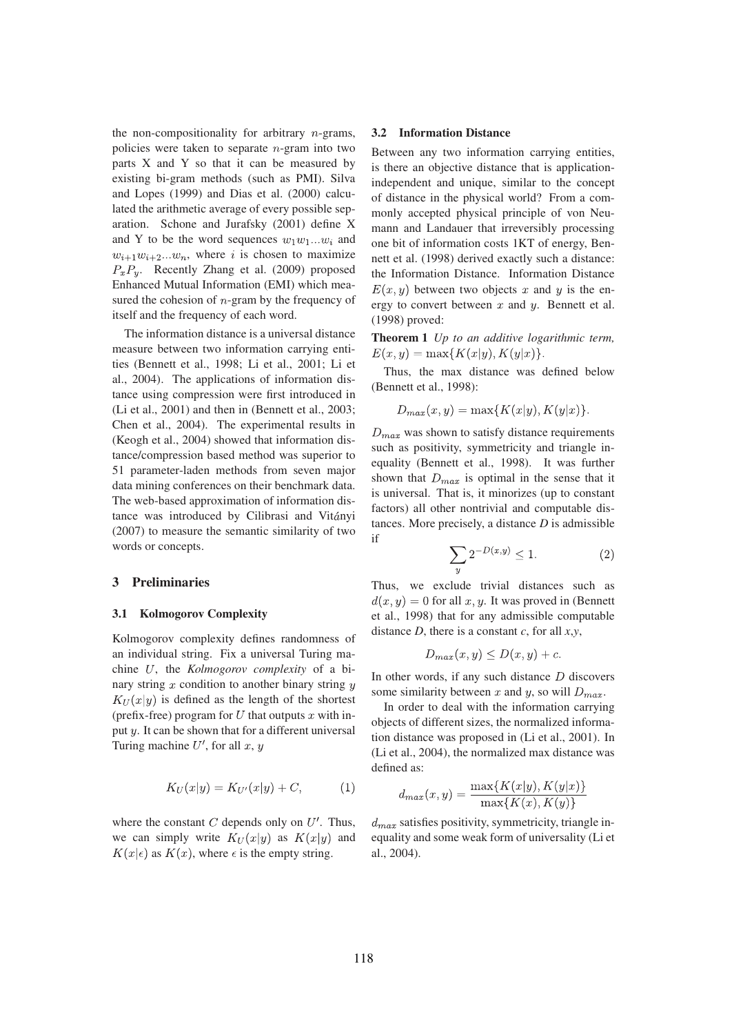the non-compositionality for arbitrary $n$-grams, policies were taken to separate $n$-gram into two parts X and Y so that it can be measured by existing bi-gram methods (such as PMI). Silva and Lopes (1999) and Dias et al. (2000) calculated the arithmetic average of every possible separation. Schone and Jurafsky (2001) define X and Y to be the word sequences $w_1 w_1 ... w_i$ and $w_{i+1} w_{i+2} ... w_n$, where $i$ is chosen to maximize $P_x P_y$. Recently Zhang et al. (2009) proposed Enhanced Mutual Information (EMI) which measured the cohesion of $n$-gram by the frequency of itself and the frequency of each word.

The information distance is a universal distance measure between two information carrying entities (Bennett et al., 1998; Li et al., 2001; Li et al., 2004). The applications of information distance using compression were first introduced in (Li et al., 2001) and then in (Bennett et al., 2003; Chen et al., 2004). The experimental results in (Keogh et al., 2004) showed that information distance/compression based method was superior to 51 parameter-laden methods from seven major data mining conferences on their benchmark data. The web-based approximation of information distance was introduced by Cilibrasi and Vitányi (2007) to measure the semantic similarity of two words or concepts.

## 3 Preliminaries

### 3.1 Kolmogorov Complexity

Kolmogorov complexity defines randomness of an individual string. Fix a universal Turing machine $U$, the *Kolmogorov complexity* of a binary string $x$ condition to another binary string $y$ $K_U(x|y)$ is defined as the length of the shortest (prefix-free) program for $U$ that outputs $x$ with input $y$. It can be shown that for a different universal Turing machine $U'$, for all $x$, $y$

$$K_U(x|y) = K_{U'}(x|y) + C, \tag{1}$$

where the constant $C$ depends only on $U'$. Thus, we can simply write $K_U(x|y)$ as $K(x|y)$ and $K(x|\epsilon)$ as $K(x)$, where $\epsilon$ is the empty string.

### 3.2 Information Distance

Between any two information carrying entities, is there an objective distance that is application-independent and unique, similar to the concept of distance in the physical world? From a commonly accepted physical principle of von Neumann and Landauer that irreversibly processing one bit of information costs 1KT of energy, Bennett et al. (1998) derived exactly such a distance: the Information Distance. Information Distance $E(x, y)$ between two objects $x$ and $y$ is the energy to convert between $x$ and $y$. Bennett et al. (1998) proved:

**Theorem 1** *Up to an additive logarithmic term,* $E(x, y) = \max\{K(x|y), K(y|x)\}$.

Thus, the max distance was defined below (Bennett et al., 1998):

$$D_{max}(x, y) = \max\{K(x|y), K(y|x)\}.$$

$D_{max}$ was shown to satisfy distance requirements such as positivity, symmetricity and triangle inequality (Bennett et al., 1998). It was further shown that $D_{max}$ is optimal in the sense that it is universal. That is, it minorizes (up to constant factors) all other nontrivial and computable distances. More precisely, a distance $D$ is admissible if

$$\sum_y 2^{-D(x,y)} \leq 1. \tag{2}$$

Thus, we exclude trivial distances such as $d(x, y) = 0$ for all $x, y$. It was proved in (Bennett et al., 1998) that for any admissible computable distance $D$, there is a constant $c$, for all $x$,$y$,

$$D_{max}(x, y) \leq D(x, y) + c.$$

In other words, if any such distance $D$ discovers some similarity between $x$ and $y$, so will $D_{max}$.

In order to deal with the information carrying objects of different sizes, the normalized information distance was proposed in (Li et al., 2001). In (Li et al., 2004), the normalized max distance was defined as:

$$d_{max}(x, y) = \frac{\max\{K(x|y), K(y|x)\}}{\max\{K(x), K(y)\}}$$

$d_{max}$ satisfies positivity, symmetricity, triangle inequality and some weak form of universality (Li et al., 2004).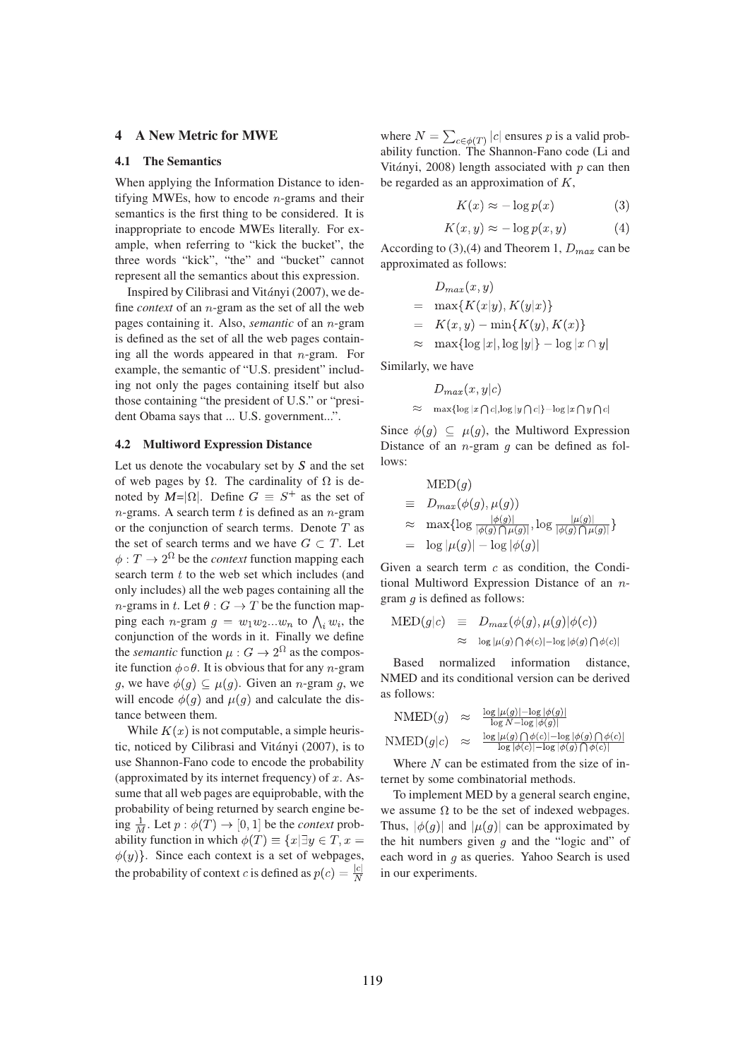## 4 A New Metric for MWE

### 4.1 The Semantics

When applying the Information Distance to identifying MWEs, how to encode $n$-grams and their semantics is the first thing to be considered. It is inappropriate to encode MWEs literally. For example, when referring to "kick the bucket", the three words "kick", "the" and "bucket" cannot represent all the semantics about this expression.

Inspired by Cilibrasi and Vitányi (2007), we define *context* of an $n$-gram as the set of all the web pages containing it. Also, *semantic* of an $n$-gram is defined as the set of all the web pages containing all the words appeared in that $n$-gram. For example, the semantic of "U.S. president" including not only the pages containing itself but also those containing "the president of U.S." or "president Obama says that ... U.S. government...".

### 4.2 Multiword Expression Distance

Let us denote the vocabulary set by $S$ and the set of web pages by $\Omega$. The cardinality of $\Omega$ is denoted by $M$=$|\Omega|$. Define $G \equiv S^+$ as the set of $n$-grams. A search term $t$ is defined as an $n$-gram or the conjunction of search terms. Denote $T$ as the set of search terms and we have $G \subset T$. Let $\phi : T \to 2^\Omega$ be the *context* function mapping each search term $t$ to the web set which includes (and only includes) all the web pages containing all the $n$-grams in $t$. Let $\theta : G \to T$ be the function mapping each $n$-gram $g = w_1 w_2 ... w_n$ to $\bigwedge_i w_i$, the conjunction of the words in it. Finally we define the *semantic* function $\mu : G \to 2^\Omega$ as the composite function $\phi \circ \theta$. It is obvious that for any $n$-gram $g$, we have $\phi(g) \subseteq \mu(g)$. Given an $n$-gram $g$, we will encode $\phi(g)$ and $\mu(g)$ and calculate the distance between them.

While $K(x)$ is not computable, a simple heuristic, noticed by Cilibrasi and Vitányi (2007), is to use Shannon-Fano code to encode the probability (approximated by its internet frequency) of $x$. Assume that all web pages are equiprobable, with the probability of being returned by search engine being $\frac{1}{M}$. Let $p : \phi(T) \to [0,1]$ be the *context* probability function in which $\phi(T) \equiv \{x | \exists y \in T, x = \phi(y)\}$. Since each context is a set of webpages, the probability of context $c$ is defined as $p(c) = \frac{|c|}{N}$ where $N = \sum_{c \in \phi(T)} |c|$ ensures $p$ is a valid probability function. The Shannon-Fano code (Li and Vitányi, 2008) length associated with $p$ can then be regarded as an approximation of $K$,

$$K(x) \approx -\log p(x) \quad (3)$$

$$K(x, y) \approx -\log p(x, y) \quad (4)$$

According to (3),(4) and Theorem 1, $D_{max}$ can be approximated as follows:

$$\begin{aligned} & D_{max}(x, y) \\ = \; & \max\{K(x|y), K(y|x)\} \\ = \; & K(x, y) - \min\{K(y), K(x)\} \\ \approx \; & \max\{\log |x|, \log |y|\} - \log |x \cap y| \end{aligned}$$

Similarly, we have

$$\begin{aligned} & D_{max}(x, y|c) \\ \approx \; & \max\{\log |x \bigcap c|, \log |y \bigcap c|\} - \log |x \bigcap y \bigcap c| \end{aligned}$$

Since $\phi(g) \subseteq \mu(g)$, the Multiword Expression Distance of an $n$-gram $g$ can be defined as follows:

$$\begin{aligned} & \text{MED}(g) \\ \equiv \; & D_{max}(\phi(g), \mu(g)) \\ \approx \; & \max\{\log \tfrac{|\phi(g)|}{|\phi(g) \bigcap \mu(g)|}, \log \tfrac{|\mu(g)|}{|\phi(g) \bigcap \mu(g)|}\} \\ = \; & \log |\mu(g)| - \log |\phi(g)| \end{aligned}$$

Given a search term $c$ as condition, the Conditional Multiword Expression Distance of an $n$-gram $g$ is defined as follows:

$$\begin{aligned} \text{MED}(g|c) \; & \equiv \; D_{max}(\phi(g), \mu(g)|\phi(c)) \\ & \approx \; \log |\mu(g) \bigcap \phi(c)| - \log |\phi(g) \bigcap \phi(c)| \end{aligned}$$

Based normalized information distance, NMED and its conditional version can be derived as follows:

$$\text{NMED}(g) \approx \frac{\log |\mu(g)| - \log |\phi(g)|}{\log N - \log |\phi(g)|}$$

$$\text{NMED}(g|c) \approx \frac{\log |\mu(g) \bigcap \phi(c)| - \log |\phi(g) \bigcap \phi(c)|}{\log |\phi(c)| - \log |\phi(g) \bigcap \phi(c)|}$$

Where $N$ can be estimated from the size of internet by some combinatorial methods.

To implement MED by a general search engine, we assume $\Omega$ to be the set of indexed webpages. Thus, $|\phi(g)|$ and $|\mu(g)|$ can be approximated by the hit numbers given $g$ and the "logic and" of each word in $g$ as queries. Yahoo Search is used in our experiments.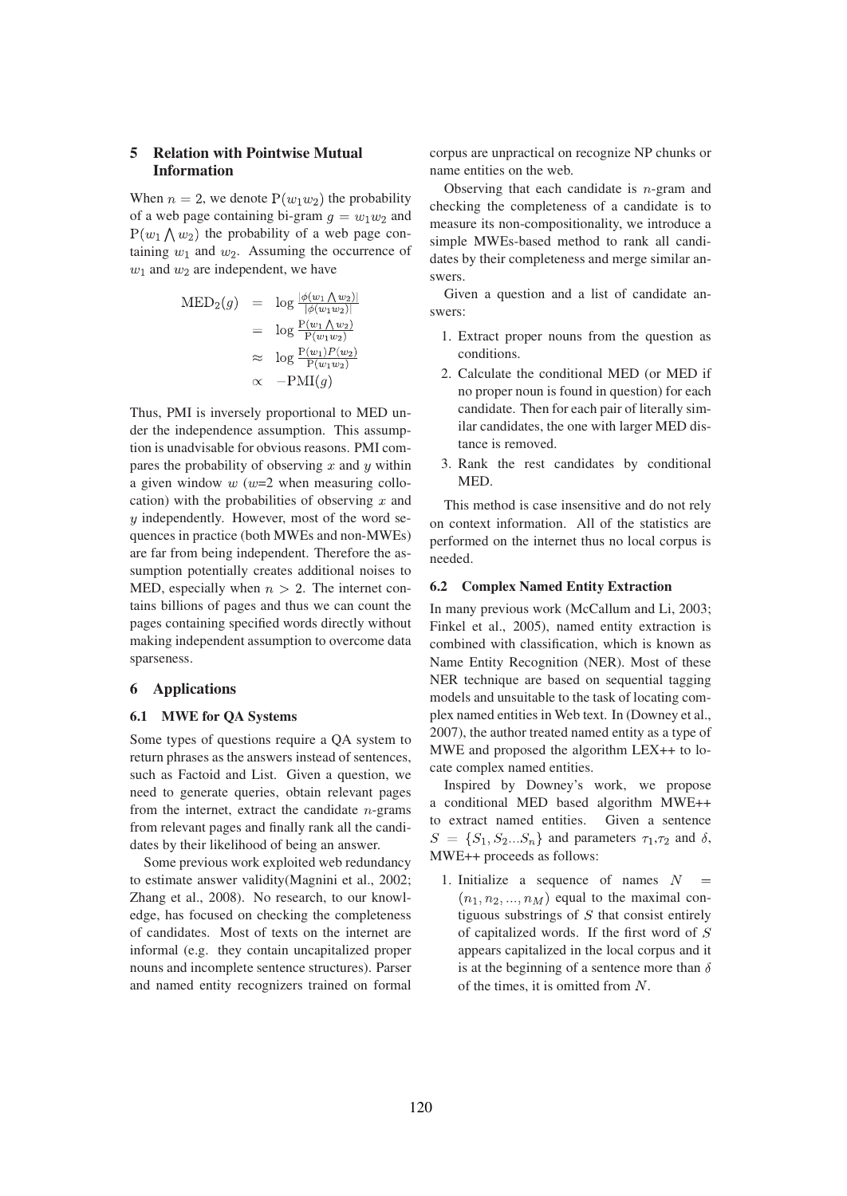## 5 Relation with Pointwise Mutual Information

When $n = 2$, we denote $\mathrm{P}(w_1 w_2)$ the probability of a web page containing bi-gram $g = w_1 w_2$ and $\mathrm{P}(w_1 \bigwedge w_2)$ the probability of a web page containing $w_1$ and $w_2$. Assuming the occurrence of $w_1$ and $w_2$ are independent, we have

$$
\begin{aligned}
\mathrm{MED}_2(g) &= \log \frac{|\phi(w_1 \bigwedge w_2)|}{|\phi(w_1 w_2)|} \\
&= \log \frac{\mathrm{P}(w_1 \bigwedge w_2)}{\mathrm{P}(w_1 w_2)} \\
&\approx \log \frac{\mathrm{P}(w_1) P(w_2)}{\mathrm{P}(w_1 w_2)} \\
&\propto -\mathrm{PMI}(g)
\end{aligned}
$$

Thus, PMI is inversely proportional to MED under the independence assumption. This assumption is unadvisable for obvious reasons. PMI compares the probability of observing $x$ and $y$ within a given window $w$ ($w$=2 when measuring collocation) with the probabilities of observing $x$ and $y$ independently. However, most of the word sequences in practice (both MWEs and non-MWEs) are far from being independent. Therefore the assumption potentially creates additional noises to MED, especially when $n > 2$. The internet contains billions of pages and thus we can count the pages containing specified words directly without making independent assumption to overcome data sparseness.

## 6 Applications

### 6.1 MWE for QA Systems

Some types of questions require a QA system to return phrases as the answers instead of sentences, such as Factoid and List. Given a question, we need to generate queries, obtain relevant pages from the internet, extract the candidate $n$-grams from relevant pages and finally rank all the candidates by their likelihood of being an answer.

Some previous work exploited web redundancy to estimate answer validity(Magnini et al., 2002; Zhang et al., 2008). No research, to our knowledge, has focused on checking the completeness of candidates. Most of texts on the internet are informal (e.g. they contain uncapitalized proper nouns and incomplete sentence structures). Parser and named entity recognizers trained on formal corpus are unpractical on recognize NP chunks or name entities on the web.

Observing that each candidate is $n$-gram and checking the completeness of a candidate is to measure its non-compositionality, we introduce a simple MWEs-based method to rank all candidates by their completeness and merge similar answers.

Given a question and a list of candidate answers:

1. Extract proper nouns from the question as conditions.
2. Calculate the conditional MED (or MED if no proper noun is found in question) for each candidate. Then for each pair of literally similar candidates, the one with larger MED distance is removed.
3. Rank the rest candidates by conditional MED.

This method is case insensitive and do not rely on context information. All of the statistics are performed on the internet thus no local corpus is needed.

### 6.2 Complex Named Entity Extraction

In many previous work (McCallum and Li, 2003; Finkel et al., 2005), named entity extraction is combined with classification, which is known as Name Entity Recognition (NER). Most of these NER technique are based on sequential tagging models and unsuitable to the task of locating complex named entities in Web text. In (Downey et al., 2007), the author treated named entity as a type of MWE and proposed the algorithm LEX++ to locate complex named entities.

Inspired by Downey's work, we propose a conditional MED based algorithm MWE++ to extract named entities. Given a sentence $S = \{S_1, S_2 ... S_n\}$ and parameters $\tau_1$,$\tau_2$ and $\delta$, MWE++ proceeds as follows:

1. Initialize a sequence of names $N = (n_1, n_2, ..., n_M)$ equal to the maximal contiguous substrings of $S$ that consist entirely of capitalized words. If the first word of $S$ appears capitalized in the local corpus and it is at the beginning of a sentence more than $\delta$ of the times, it is omitted from $N$.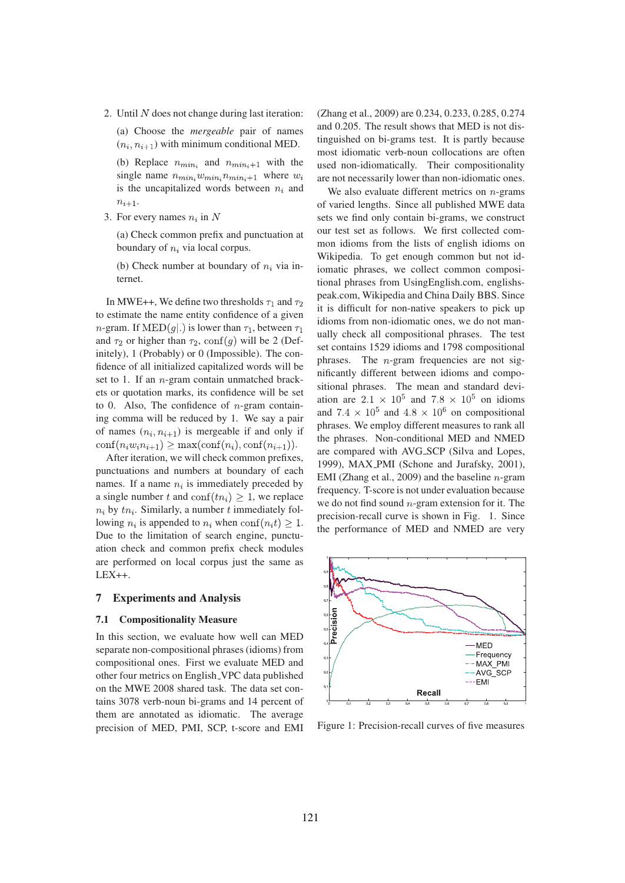2. Until $N$ does not change during last iteration:

   (a) Choose the *mergeable* pair of names $(n_i, n_{i+1})$ with minimum conditional MED.

   (b) Replace $n_{min_i}$ and $n_{min_i+1}$ with the single name $n_{min_i} w_{min_i} n_{min_i+1}$ where $w_i$ is the uncapitalized words between $n_i$ and $n_{i+1}$.

3. For every names $n_i$ in $N$

   (a) Check common prefix and punctuation at boundary of $n_i$ via local corpus.

   (b) Check number at boundary of $n_i$ via internet.

In MWE++, We define two thresholds $\tau_1$ and $\tau_2$ to estimate the name entity confidence of a given $n$-gram. If $\mathrm{MED}(g|.)$ is lower than $\tau_1$, between $\tau_1$ and $\tau_2$ or higher than $\tau_2$, $\mathrm{conf}(g)$ will be 2 (Definitely), 1 (Probably) or 0 (Impossible). The confidence of all initialized capitalized words will be set to 1. If an $n$-gram contain unmatched brackets or quotation marks, its confidence will be set to 0. Also, The confidence of $n$-gram containing comma will be reduced by 1. We say a pair of names $(n_i, n_{i+1})$ is mergeable if and only if $\mathrm{conf}(n_i w_i n_{i+1}) \geq \max(\mathrm{conf}(n_i), \mathrm{conf}(n_{i+1}))$.

After iteration, we will check common prefixes, punctuations and numbers at boundary of each names. If a name $n_i$ is immediately preceded by a single number $t$ and $\mathrm{conf}(tn_i) \geq 1$, we replace $n_i$ by $tn_i$. Similarly, a number $t$ immediately following $n_i$ is appended to $n_i$ when $\mathrm{conf}(n_i t) \geq 1$. Due to the limitation of search engine, punctuation check and common prefix check modules are performed on local corpus just the same as LEX++.

## 7 Experiments and Analysis

### 7.1 Compositionality Measure

In this section, we evaluate how well can MED separate non-compositional phrases (idioms) from compositional ones. First we evaluate MED and other four metrics on English_VPC data published on the MWE 2008 shared task. The data set contains 3078 verb-noun bi-grams and 14 percent of them are annotated as idiomatic. The average precision of MED, PMI, SCP, t-score and EMI (Zhang et al., 2009) are 0.234, 0.233, 0.285, 0.274 and 0.205. The result shows that MED is not distinguished on bi-grams test. It is partly because most idiomatic verb-noun collocations are often used non-idiomatically. Their compositionality are not necessarily lower than non-idiomatic ones.

We also evaluate different metrics on $n$-grams of varied lengths. Since all published MWE data sets we find only contain bi-grams, we construct our test set as follows. We first collected common idioms from the lists of english idioms on Wikipedia. To get enough common but not idiomatic phrases, we collect common compositional phrases from UsingEnglish.com, englishspeak.com, Wikipedia and China Daily BBS. Since it is difficult for non-native speakers to pick up idioms from non-idiomatic ones, we do not manually check all compositional phrases. The test set contains 1529 idioms and 1798 compositional phrases. The $n$-gram frequencies are not significantly different between idioms and compositional phrases. The mean and standard deviation are $2.1 \times 10^5$ and $7.8 \times 10^5$ on idioms and $7.4 \times 10^5$ and $4.8 \times 10^6$ on compositional phrases. We employ different measures to rank all the phrases. Non-conditional MED and NMED are compared with AVG_SCP (Silva and Lopes, 1999), MAX_PMI (Schone and Jurafsky, 2001), EMI (Zhang et al., 2009) and the baseline $n$-gram frequency. T-score is not under evaluation because we do not find sound $n$-gram extension for it. The precision-recall curve is shown in Fig. 1. Since the performance of MED and NMED are very

Precision
Recall
MED
Frequency
MAX_PMI
AVG_SCP
EMI

Figure 1: Precision-recall curves of five measures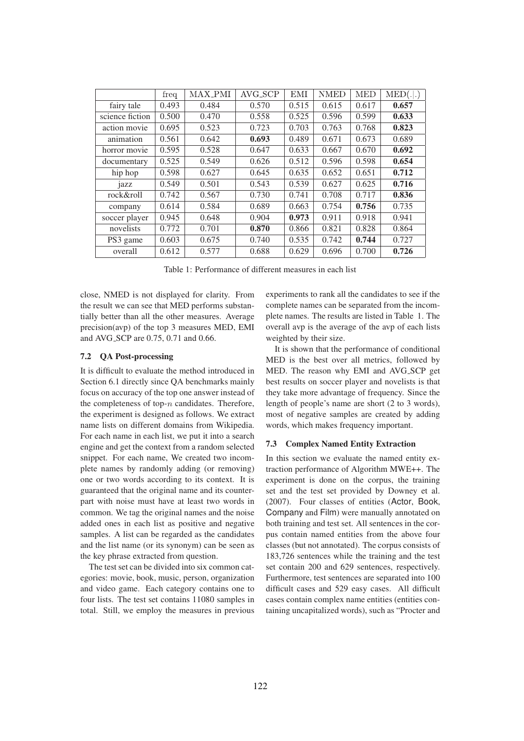|  | freq | MAX_PMI | AVG_SCP | EMI | NMED | MED | MED(.\|.) |
|---|---|---|---|---|---|---|---|
| fairy tale | 0.493 | 0.484 | 0.570 | 0.515 | 0.615 | 0.617 | **0.657** |
| science fiction | 0.500 | 0.470 | 0.558 | 0.525 | 0.596 | 0.599 | **0.633** |
| action movie | 0.695 | 0.523 | 0.723 | 0.703 | 0.763 | 0.768 | **0.823** |
| animation | 0.561 | 0.642 | **0.693** | 0.489 | 0.671 | 0.673 | 0.689 |
| horror movie | 0.595 | 0.528 | 0.647 | 0.633 | 0.667 | 0.670 | **0.692** |
| documentary | 0.525 | 0.549 | 0.626 | 0.512 | 0.596 | 0.598 | **0.654** |
| hip hop | 0.598 | 0.627 | 0.645 | 0.635 | 0.652 | 0.651 | **0.712** |
| jazz | 0.549 | 0.501 | 0.543 | 0.539 | 0.627 | 0.625 | **0.716** |
| rock&roll | 0.742 | 0.567 | 0.730 | 0.741 | 0.708 | 0.717 | **0.836** |
| company | 0.614 | 0.584 | 0.689 | 0.663 | 0.754 | **0.756** | 0.735 |
| soccer player | 0.945 | 0.648 | 0.904 | **0.973** | 0.911 | 0.918 | 0.941 |
| novelists | 0.772 | 0.701 | **0.870** | 0.866 | 0.821 | 0.828 | 0.864 |
| PS3 game | 0.603 | 0.675 | 0.740 | 0.535 | 0.742 | **0.744** | 0.727 |
| overall | 0.612 | 0.577 | 0.688 | 0.629 | 0.696 | 0.700 | **0.726** |

Table 1: Performance of different measures in each list

close, NMED is not displayed for clarity. From the result we can see that MED performs substantially better than all the other measures. Average precision(avp) of the top 3 measures MED, EMI and AVG_SCP are 0.75, 0.71 and 0.66.

### 7.2 QA Post-processing

It is difficult to evaluate the method introduced in Section 6.1 directly since QA benchmarks mainly focus on accuracy of the top one answer instead of the completeness of top-$n$ candidates. Therefore, the experiment is designed as follows. We extract name lists on different domains from Wikipedia. For each name in each list, we put it into a search engine and get the context from a random selected snippet. For each name, We created two incomplete names by randomly adding (or removing) one or two words according to its context. It is guaranteed that the original name and its counterpart with noise must have at least two words in common. We tag the original names and the noise added ones in each list as positive and negative samples. A list can be regarded as the candidates and the list name (or its synonym) can be seen as the key phrase extracted from question.

The test set can be divided into six common categories: movie, book, music, person, organization and video game. Each category contains one to four lists. The test set contains 11080 samples in total. Still, we employ the measures in previous experiments to rank all the candidates to see if the complete names can be separated from the incomplete names. The results are listed in Table 1. The overall avp is the average of the avp of each lists weighted by their size.

It is shown that the performance of conditional MED is the best over all metrics, followed by MED. The reason why EMI and AVG_SCP get best results on soccer player and novelists is that they take more advantage of frequency. Since the length of people's name are short (2 to 3 words), most of negative samples are created by adding words, which makes frequency important.

### 7.3 Complex Named Entity Extraction

In this section we evaluate the named entity extraction performance of Algorithm MWE++. The experiment is done on the corpus, the training set and the test set provided by Downey et al. (2007). Four classes of entities (Actor, Book, Company and Film) were manually annotated on both training and test set. All sentences in the corpus contain named entities from the above four classes (but not annotated). The corpus consists of 183,726 sentences while the training and the test set contain 200 and 629 sentences, respectively. Furthermore, test sentences are separated into 100 difficult cases and 529 easy cases. All difficult cases contain complex name entities (entities containing uncapitalized words), such as "Procter and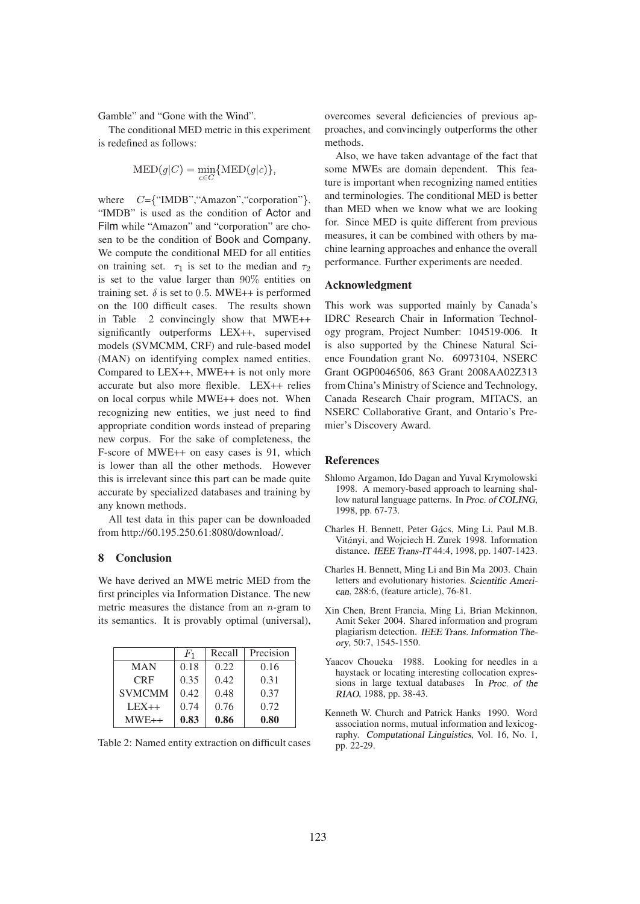Gamble" and "Gone with the Wind".

The conditional MED metric in this experiment is redefined as follows:

$$\text{MED}(g|C) = \min_{c \in C}\{\text{MED}(g|c)\},$$

where $C$={"IMDB","Amazon","corporation"}. "IMDB" is used as the condition of Actor and Film while "Amazon" and "corporation" are chosen to be the condition of Book and Company. We compute the conditional MED for all entities on training set. $\tau_1$ is set to the median and $\tau_2$ is set to the value larger than $90\%$ entities on training set. $\delta$ is set to $0.5$. MWE++ is performed on the 100 difficult cases. The results shown in Table 2 convincingly show that MWE++ significantly outperforms LEX++, supervised models (SVMCMM, CRF) and rule-based model (MAN) on identifying complex named entities. Compared to LEX++, MWE++ is not only more accurate but also more flexible. LEX++ relies on local corpus while MWE++ does not. When recognizing new entities, we just need to find appropriate condition words instead of preparing new corpus. For the sake of completeness, the F-score of MWE++ on easy cases is 91, which is lower than all the other methods. However this is irrelevant since this part can be made quite accurate by specialized databases and training by any known methods.

All test data in this paper can be downloaded from http://60.195.250.61:8080/download/.

## 8 Conclusion

We have derived an MWE metric MED from the first principles via Information Distance. The new metric measures the distance from an $n$-gram to its semantics. It is provably optimal (universal), overcomes several deficiencies of previous approaches, and convincingly outperforms the other methods.

|  | $F_1$ | Recall | Precision |
|---|---|---|---|
| MAN | 0.18 | 0.22 | 0.16 |
| CRF | 0.35 | 0.42 | 0.31 |
| SVMCMM | 0.42 | 0.48 | 0.37 |
| LEX++ | 0.74 | 0.76 | 0.72 |
| MWE++ | **0.83** | **0.86** | **0.80** |

Table 2: Named entity extraction on difficult cases

Also, we have taken advantage of the fact that some MWEs are domain dependent. This feature is important when recognizing named entities and terminologies. The conditional MED is better than MED when we know what we are looking for. Since MED is quite different from previous measures, it can be combined with others by machine learning approaches and enhance the overall performance. Further experiments are needed.

## Acknowledgment

This work was supported mainly by Canada's IDRC Research Chair in Information Technology program, Project Number: 104519-006. It is also supported by the Chinese Natural Science Foundation grant No. 60973104, NSERC Grant OGP0046506, 863 Grant 2008AA02Z313 from China's Ministry of Science and Technology, Canada Research Chair program, MITACS, an NSERC Collaborative Grant, and Ontario's Premier's Discovery Award.

## References

Shlomo Argamon, Ido Dagan and Yuval Krymolowski 1998. A memory-based approach to learning shallow natural language patterns. In *Proc. of COLING*, 1998, pp. 67-73.

Charles H. Bennett, Peter Gács, Ming Li, Paul M.B. Vitányi, and Wojciech H. Zurek 1998. Information distance. *IEEE Trans-IT* 44:4, 1998, pp. 1407-1423.

Charles H. Bennett, Ming Li and Bin Ma 2003. Chain letters and evolutionary histories. *Scientific American*, 288:6, (feature article), 76-81.

Xin Chen, Brent Francia, Ming Li, Brian Mckinnon, Amit Seker 2004. Shared information and program plagiarism detection. *IEEE Trans. Information Theory*, 50:7, 1545-1550.

Yaacov Choueka 1988. Looking for needles in a haystack or locating interesting collocation expressions in large textual databases In *Proc. of the RIAO*, 1988, pp. 38-43.

Kenneth W. Church and Patrick Hanks 1990. Word association norms, mutual information and lexicography. *Computational Linguistics*, Vol. 16, No. 1, pp. 22-29.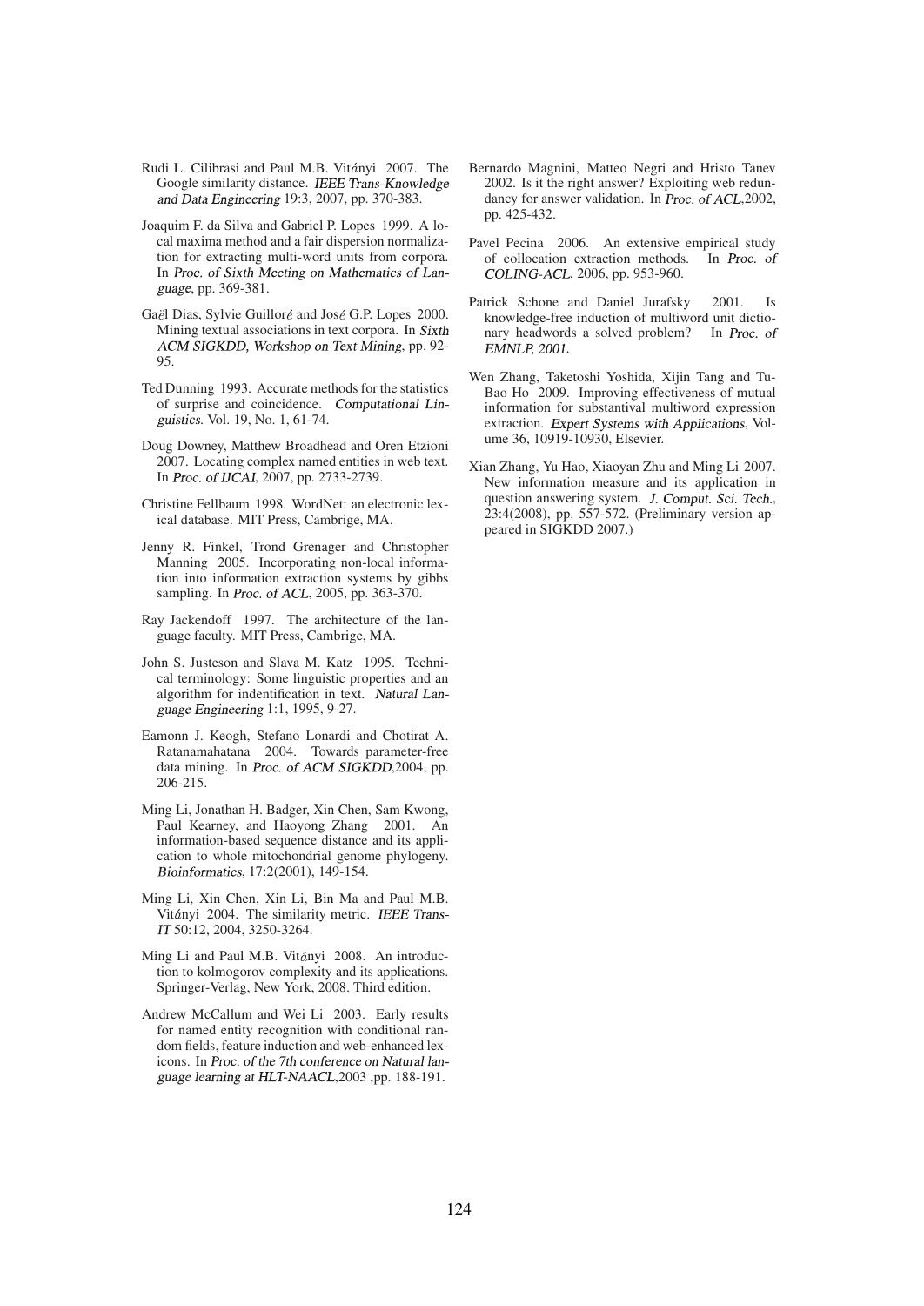Rudi L. Cilibrasi and Paul M.B. Vitányi 2007. The Google similarity distance. *IEEE Trans-Knowledge and Data Engineering* 19:3, 2007, pp. 370-383.

Joaquim F. da Silva and Gabriel P. Lopes 1999. A local maxima method and a fair dispersion normalization for extracting multi-word units from corpora. In *Proc. of Sixth Meeting on Mathematics of Language*, pp. 369-381.

Gaël Dias, Sylvie Guilloré and José G.P. Lopes 2000. Mining textual associations in text corpora. In *Sixth ACM SIGKDD, Workshop on Text Mining*, pp. 92-95.

Ted Dunning 1993. Accurate methods for the statistics of surprise and coincidence. *Computational Linguistics*. Vol. 19, No. 1, 61-74.

Doug Downey, Matthew Broadhead and Oren Etzioni 2007. Locating complex named entities in web text. In *Proc. of IJCAI*, 2007, pp. 2733-2739.

Christine Fellbaum 1998. WordNet: an electronic lexical database. MIT Press, Cambrige, MA.

Jenny R. Finkel, Trond Grenager and Christopher Manning 2005. Incorporating non-local information into information extraction systems by gibbs sampling. In *Proc. of ACL*, 2005, pp. 363-370.

Ray Jackendoff 1997. The architecture of the language faculty. MIT Press, Cambrige, MA.

John S. Justeson and Slava M. Katz 1995. Technical terminology: Some linguistic properties and an algorithm for indentification in text. *Natural Language Engineering* 1:1, 1995, 9-27.

Eamonn J. Keogh, Stefano Lonardi and Chotirat A. Ratanamahatana 2004. Towards parameter-free data mining. In *Proc. of ACM SIGKDD*,2004, pp. 206-215.

Ming Li, Jonathan H. Badger, Xin Chen, Sam Kwong, Paul Kearney, and Haoyong Zhang 2001. An information-based sequence distance and its application to whole mitochondrial genome phylogeny. *Bioinformatics*, 17:2(2001), 149-154.

Ming Li, Xin Chen, Xin Li, Bin Ma and Paul M.B. Vitányi 2004. The similarity metric. *IEEE Trans-IT* 50:12, 2004, 3250-3264.

Ming Li and Paul M.B. Vitányi 2008. An introduction to kolmogorov complexity and its applications. Springer-Verlag, New York, 2008. Third edition.

Andrew McCallum and Wei Li 2003. Early results for named entity recognition with conditional random fields, feature induction and web-enhanced lexicons. In *Proc. of the 7th conference on Natural language learning at HLT-NAACL*,2003 ,pp. 188-191.

Bernardo Magnini, Matteo Negri and Hristo Tanev 2002. Is it the right answer? Exploiting web redundancy for answer validation. In *Proc. of ACL*,2002, pp. 425-432.

Pavel Pecina 2006. An extensive empirical study of collocation extraction methods. In *Proc. of COLING-ACL*, 2006, pp. 953-960.

Patrick Schone and Daniel Jurafsky 2001. Is knowledge-free induction of multiword unit dictionary headwords a solved problem? In *Proc. of EMNLP, 2001*.

Wen Zhang, Taketoshi Yoshida, Xijin Tang and Tu-Bao Ho 2009. Improving effectiveness of mutual information for substantival multiword expression extraction. *Expert Systems with Applications*, Volume 36, 10919-10930, Elsevier.

Xian Zhang, Yu Hao, Xiaoyan Zhu and Ming Li 2007. New information measure and its application in question answering system. *J. Comput. Sci. Tech.*, 23:4(2008), pp. 557-572. (Preliminary version appeared in SIGKDD 2007.)